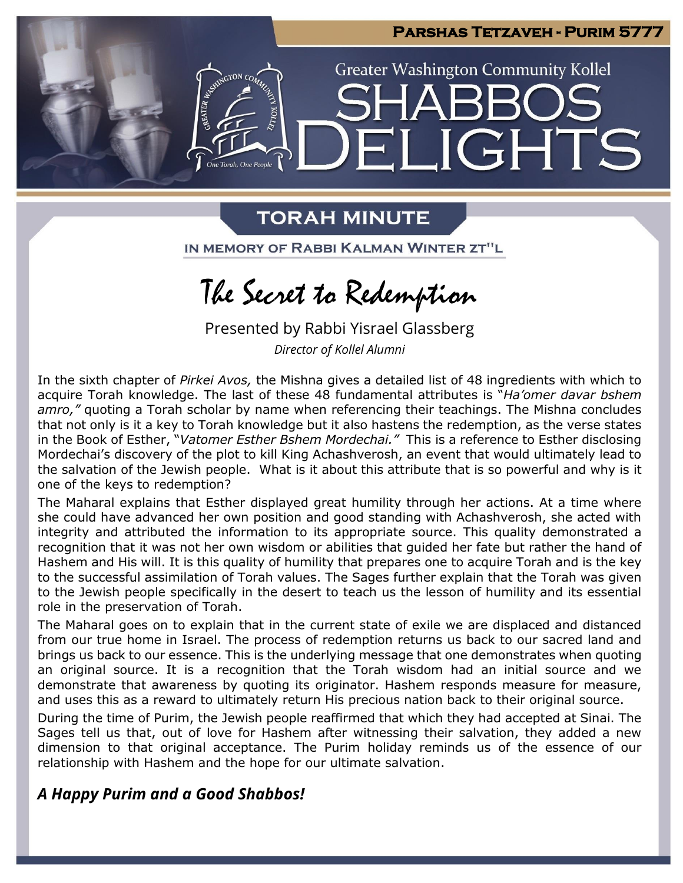Parshas Tetzaveh - Purim 5777

Greater Washington Community Kollel

# SHABBOS DELIGHTS

## TORAH MINUTE

IN MEMORY OF RABBI KALMAN WINTER ZT"L

# The Secret to Redemption

Presented by Rabbi Yisrael Glassberg

*Director of Kollel Alumni*

In the sixth chapter of *Pirkei Avos,* the Mishna gives a detailed list of 48 ingredients with which to acquire Torah knowledge. The last of these 48 fundamental attributes is "*Ha'omer davar bshem amro,"* quoting a Torah scholar by name when referencing their teachings. The Mishna concludes that not only is it a key to Torah knowledge but it also hastens the redemption, as the verse states in the Book of Esther, "*Vatomer Esther Bshem Mordechai."* This is a reference to Esther disclosing Mordechai's discovery of the plot to kill King Achashverosh, an event that would ultimately lead to the salvation of the Jewish people. What is it about this attribute that is so powerful and why is it one of the keys to redemption?

The Maharal explains that Esther displayed great humility through her actions. At a time where she could have advanced her own position and good standing with Achashverosh, she acted with integrity and attributed the information to its appropriate source. This quality demonstrated a recognition that it was not her own wisdom or abilities that guided her fate but rather the hand of Hashem and His will. It is this quality of humility that prepares one to acquire Torah and is the key to the successful assimilation of Torah values. The Sages further explain that the Torah was given to the Jewish people specifically in the desert to teach us the lesson of humility and its essential role in the preservation of Torah.

The Maharal goes on to explain that in the current state of exile we are displaced and distanced from our true home in Israel. The process of redemption returns us back to our sacred land and brings us back to our essence. This is the underlying message that one demonstrates when quoting an original source. It is a recognition that the Torah wisdom had an initial source and we demonstrate that awareness by quoting its originator. Hashem responds measure for measure, and uses this as a reward to ultimately return His precious nation back to their original source.

During the time of Purim, the Jewish people reaffirmed that which they had accepted at Sinai. The Sages tell us that, out of love for Hashem after witnessing their salvation, they added a new dimension to that original acceptance. The Purim holiday reminds us of the essence of our relationship with Hashem and the hope for our ultimate salvation.

***A Happy Purim and a Good Shabbos!***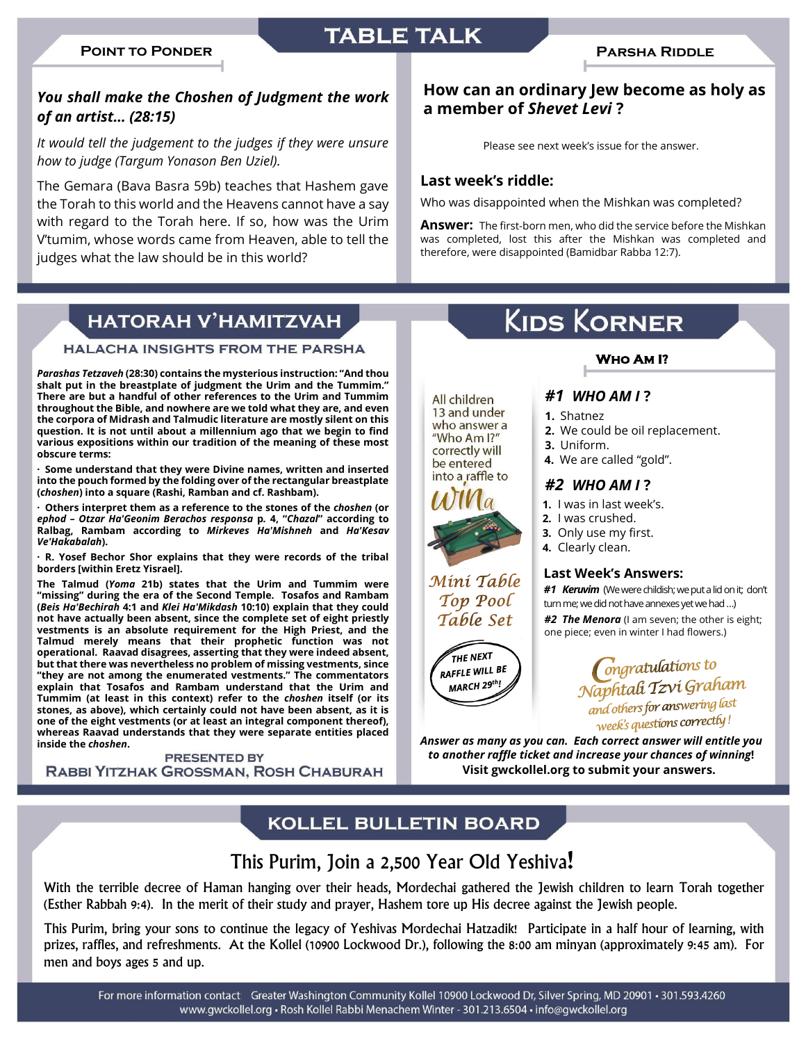# TABLE TALK

## POINT TO PONDER

***You shall make the Choshen of Judgment the work of an artist... (28:15)***

*It would tell the judgement to the judges if they were unsure how to judge (Targum Yonason Ben Uziel).*

The Gemara (Bava Basra 59b) teaches that Hashem gave the Torah to this world and the Heavens cannot have a say with regard to the Torah here. If so, how was the Urim V'tumim, whose words came from Heaven, able to tell the judges what the law should be in this world?

## PARSHA RIDDLE

**How can an ordinary Jew become as holy as a member of *Shevet Levi* ?**

Please see next week's issue for the answer.

**Last week's riddle:**

Who was disappointed when the Mishkan was completed?

**Answer:** The first-born men, who did the service before the Mishkan was completed, lost this after the Mishkan was completed and therefore, were disappointed (Bamidbar Rabba 12:7).

# HATORAH V'HAMITZVAH

## HALACHA INSIGHTS FROM THE PARSHA

***Parashas Tetzaveh* (28:30) contains the mysterious instruction: "And thou shalt put in the breastplate of judgment the Urim and the Tummim." There are but a handful of other references to the Urim and Tummim throughout the Bible, and nowhere are we told what they are, and even the corpora of Midrash and Talmudic literature are mostly silent on this question. It is not until about a millennium ago that we begin to find various expositions within our tradition of the meaning of these most obscure terms:**

**· Some understand that they were Divine names, written and inserted into the pouch formed by the folding over of the rectangular breastplate (*choshen*) into a square (Rashi, Ramban and cf. Rashbam).**

**· Others interpret them as a reference to the stones of the *choshen* (or *ephod – Otzar Ha'Geonim Berachos responsa* p. 4, "*Chazal*" according to Ralbag, Rambam according to *Mirkeves Ha'Mishneh* and *Ha'Kesav Ve'Hakabalah*).**

**· R. Yosef Bechor Shor explains that they were records of the tribal borders [within Eretz Yisrael].**

**The Talmud (*Yoma* 21b) states that the Urim and Tummim were "missing" during the era of the Second Temple. Tosafos and Rambam (*Beis Ha'Bechirah* 4:1 and *Klei Ha'Mikdash* 10:10) explain that they could not have actually been absent, since the complete set of eight priestly vestments is an absolute requirement for the High Priest, and the Talmud merely means that their prophetic function was not operational. Raavad disagrees, asserting that they were indeed absent, but that there was nevertheless no problem of missing vestments, since "they are not among the enumerated vestments." The commentators explain that Tosafos and Rambam understand that the Urim and Tummim (at least in this context) refer to the *choshen* itself (or its stones, as above), which certainly could not have been absent, as it is one of the eight vestments (or at least an integral component thereof), whereas Raavad understands that they were separate entities placed inside the *choshen*.**

PRESENTED BY
RABBI YITZHAK GROSSMAN, ROSH CHABURAH

# KIDS KORNER

## WHO AM I?

All children 13 and under who answer a "Who Am I?" correctly will be entered into a raffle to

*Win a*

*Mini Table Top Pool Table Set*

*THE NEXT RAFFLE WILL BE MARCH 29th!*

### *#1 WHO AM I ?*

1. Shatnez
2. We could be oil replacement.
3. Uniform.
4. We are called "gold".

### *#2 WHO AM I ?*

1. I was in last week's.
2. I was crushed.
3. Only use my first.
4. Clearly clean.

**Last Week's Answers:**

***#1 Keruvim*** (We were childish; we put a lid on it; don't turn me; we did not have annexes yet we had ...)

***#2 The Menora*** (I am seven; the other is eight; one piece; even in winter I had flowers.)

*Congratulations to Naphtali Tzvi Graham and others for answering last week's questions correctly!*

***Answer as many as you can. Each correct answer will entitle you to another raffle ticket and increase your chances of winning!***
**Visit gwckollel.org to submit your answers.**

# KOLLEL BULLETIN BOARD

## This Purim, Join a 2,500 Year Old Yeshiva!

With the terrible decree of Haman hanging over their heads, Mordechai gathered the Jewish children to learn Torah together (Esther Rabbah 9:4). In the merit of their study and prayer, Hashem tore up His decree against the Jewish people.

This Purim, bring your sons to continue the legacy of Yeshivas Mordechai Hatzadik! Participate in a half hour of learning, with prizes, raffles, and refreshments. At the Kollel (10900 Lockwood Dr.), following the 8:00 am minyan (approximately 9:45 am). For men and boys ages 5 and up.

For more information contact: Greater Washington Community Kollel 10900 Lockwood Dr, Silver Spring, MD 20901 • 301.593.4260
www.gwckollel.org • Rosh Kollel Rabbi Menachem Winter - 301.213.6504 • info@gwckollel.org